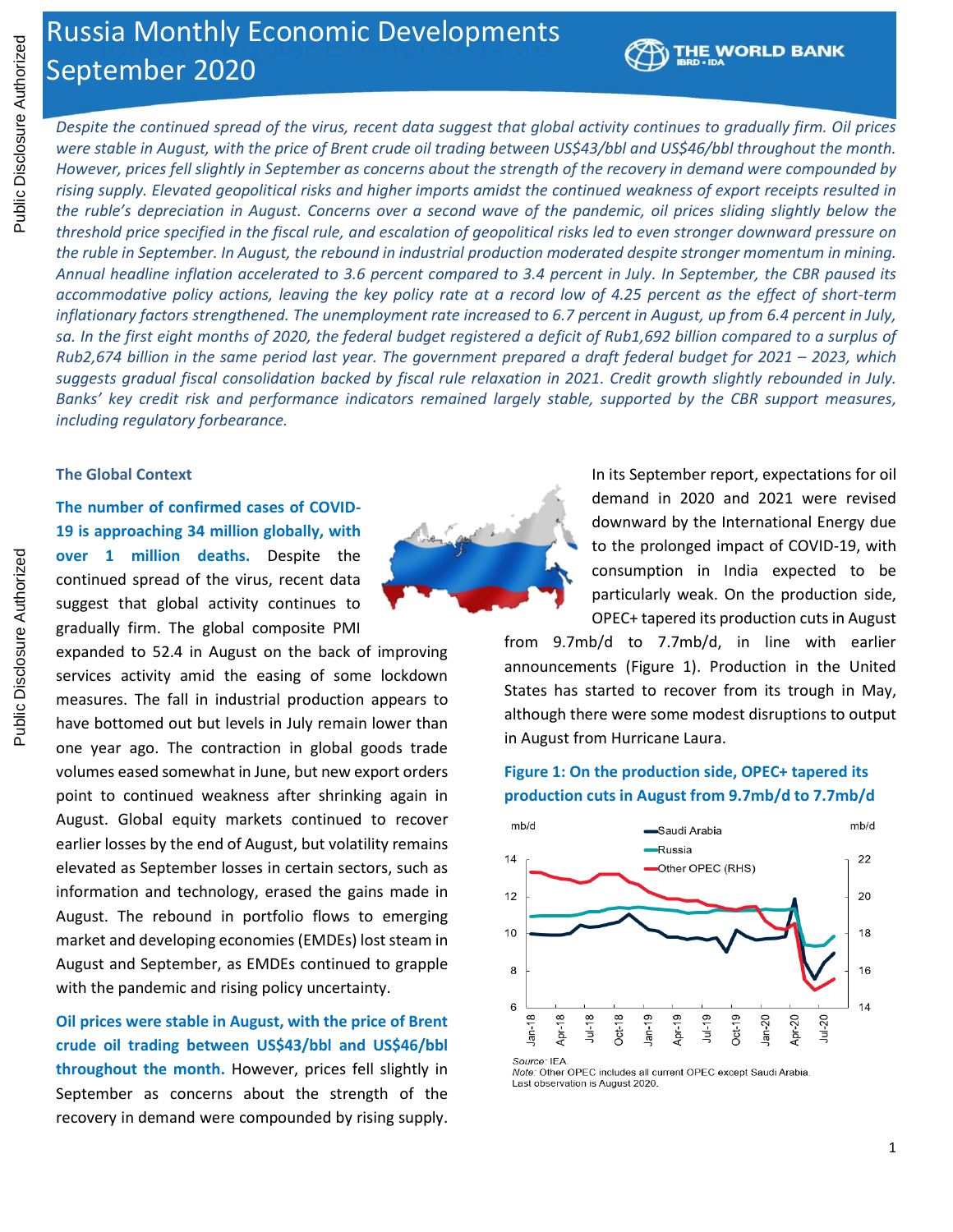# Russia Monthly Economic Developments September 2020

*Despite the continued spread of the virus, recent data suggest that global activity continues to gradually firm. Oil prices were stable in August, with the price of Brent crude oil trading between US$43/bbl and US$46/bbl throughout the month. However, prices fell slightly in September as concerns about the strength of the recovery in demand were compounded by rising supply. Elevated geopolitical risks and higher imports amidst the continued weakness of export receipts resulted in the ruble's depreciation in August. Concerns over a second wave of the pandemic, oil prices sliding slightly below the threshold price specified in the fiscal rule, and escalation of geopolitical risks led to even stronger downward pressure on the ruble in September. In August, the rebound in industrial production moderated despite stronger momentum in mining. Annual headline inflation accelerated to 3.6 percent compared to 3.4 percent in July. In September, the CBR paused its accommodative policy actions, leaving the key policy rate at a record low of 4.25 percent as the effect of short-term inflationary factors strengthened. The unemployment rate increased to 6.7 percent in August, up from 6.4 percent in July, sa. In the first eight months of 2020, the federal budget registered a deficit of Rub1,692 billion compared to a surplus of Rub2,674 billion in the same period last year. The government prepared a draft federal budget for 2021 – 2023, which suggests gradual fiscal consolidation backed by fiscal rule relaxation in 2021. Credit growth slightly rebounded in July. Banks' key credit risk and performance indicators remained largely stable, supported by the CBR support measures, including regulatory forbearance.*

### The Global Context

**The number of confirmed cases of COVID-19 is approaching 34 million globally, with over 1 million deaths.** Despite the continued spread of the virus, recent data suggest that global activity continues to gradually firm. The global composite PMI expanded to 52.4 in August on the back of improving services activity amid the easing of some lockdown measures. The fall in industrial production appears to have bottomed out but levels in July remain lower than one year ago. The contraction in global goods trade volumes eased somewhat in June, but new export orders point to continued weakness after shrinking again in August. Global equity markets continued to recover earlier losses by the end of August, but volatility remains elevated as September losses in certain sectors, such as information and technology, erased the gains made in August. The rebound in portfolio flows to emerging market and developing economies (EMDEs) lost steam in August and September, as EMDEs continued to grapple with the pandemic and rising policy uncertainty.

**Oil prices were stable in August, with the price of Brent crude oil trading between US$43/bbl and US$46/bbl throughout the month.** However, prices fell slightly in September as concerns about the strength of the recovery in demand were compounded by rising supply. In its September report, expectations for oil demand in 2020 and 2021 were revised downward by the International Energy due to the prolonged impact of COVID-19, with consumption in India expected to be particularly weak. On the production side, OPEC+ tapered its production cuts in August from 9.7mb/d to 7.7mb/d, in line with earlier announcements (Figure 1). Production in the United States has started to recover from its trough in May, although there were some modest disruptions to output in August from Hurricane Laura.

**Figure 1: On the production side, OPEC+ tapered its production cuts in August from 9.7mb/d to 7.7mb/d**

*Source:* IEA.
*Note:* Other OPEC includes all current OPEC except Saudi Arabia. Last observation is August 2020.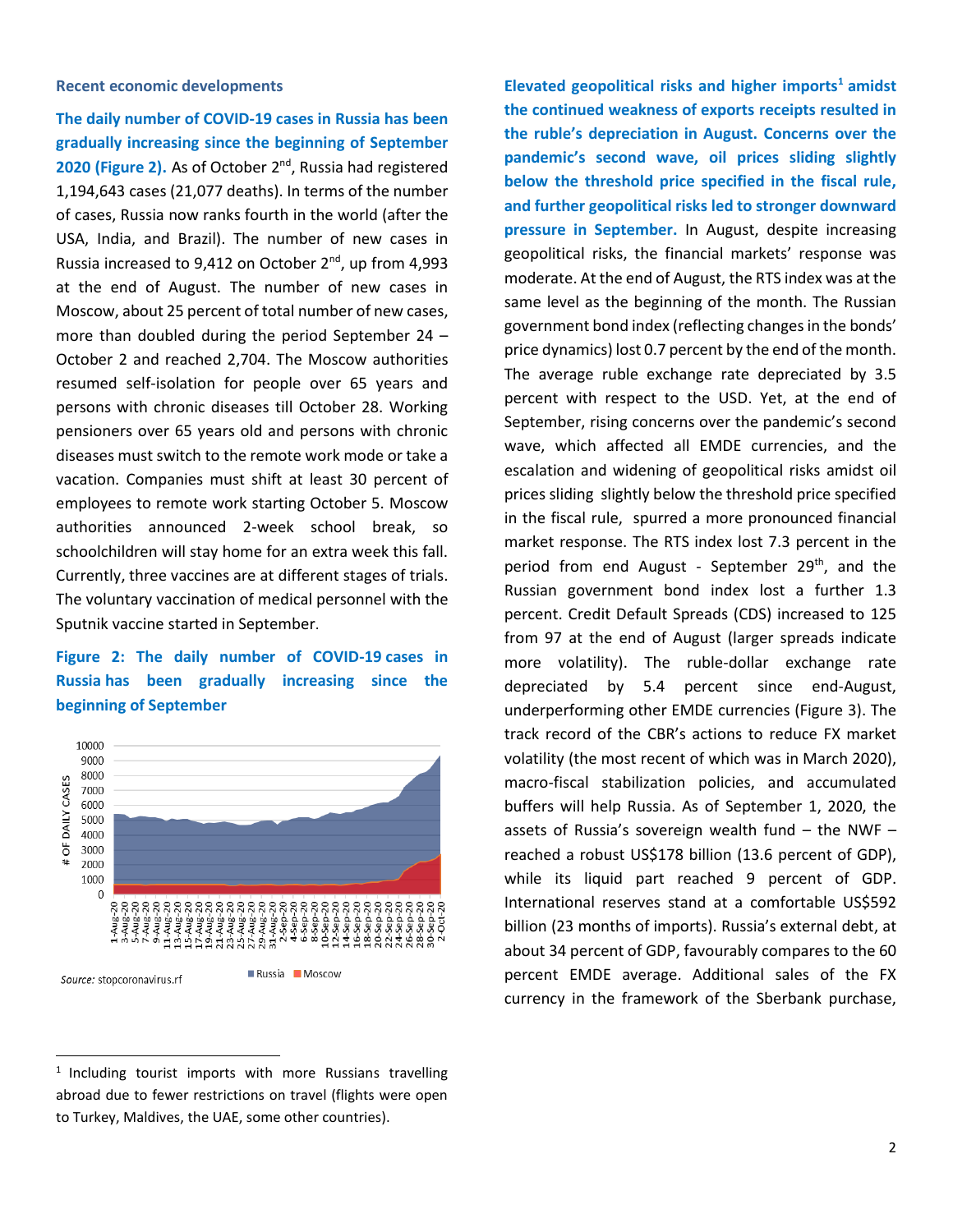### Recent economic developments

**The daily number of COVID-19 cases in Russia has been gradually increasing since the beginning of September 2020 (Figure 2).** As of October 2nd, Russia had registered 1,194,643 cases (21,077 deaths). In terms of the number of cases, Russia now ranks fourth in the world (after the USA, India, and Brazil). The number of new cases in Russia increased to 9,412 on October 2nd, up from 4,993 at the end of August. The number of new cases in Moscow, about 25 percent of total number of new cases, more than doubled during the period September 24 – October 2 and reached 2,704. The Moscow authorities resumed self-isolation for people over 65 years and persons with chronic diseases till October 28. Working pensioners over 65 years old and persons with chronic diseases must switch to the remote work mode or take a vacation. Companies must shift at least 30 percent of employees to remote work starting October 5. Moscow authorities announced 2-week school break, so schoolchildren will stay home for an extra week this fall. Currently, three vaccines are at different stages of trials. The voluntary vaccination of medical personnel with the Sputnik vaccine started in September.

**Figure 2: The daily number of COVID-19 cases in Russia has been gradually increasing since the beginning of September**

*Source:* stopcoronavirus.rf

**Elevated geopolitical risks and higher imports[1] amidst the continued weakness of exports receipts resulted in the ruble's depreciation in August. Concerns over the pandemic's second wave, oil prices sliding slightly below the threshold price specified in the fiscal rule, and further geopolitical risks led to stronger downward pressure in September.** In August, despite increasing geopolitical risks, the financial markets' response was moderate. At the end of August, the RTS index was at the same level as the beginning of the month. The Russian government bond index (reflecting changes in the bonds' price dynamics) lost 0.7 percent by the end of the month. The average ruble exchange rate depreciated by 3.5 percent with respect to the USD. Yet, at the end of September, rising concerns over the pandemic's second wave, which affected all EMDE currencies, and the escalation and widening of geopolitical risks amidst oil prices sliding slightly below the threshold price specified in the fiscal rule, spurred a more pronounced financial market response. The RTS index lost 7.3 percent in the period from end August - September 29th, and the Russian government bond index lost a further 1.3 percent. Credit Default Spreads (CDS) increased to 125 from 97 at the end of August (larger spreads indicate more volatility). The ruble-dollar exchange rate depreciated by 5.4 percent since end-August, underperforming other EMDE currencies (Figure 3). The track record of the CBR's actions to reduce FX market volatility (the most recent of which was in March 2020), macro-fiscal stabilization policies, and accumulated buffers will help Russia. As of September 1, 2020, the assets of Russia's sovereign wealth fund – the NWF – reached a robust US$178 billion (13.6 percent of GDP), while its liquid part reached 9 percent of GDP. International reserves stand at a comfortable US$592 billion (23 months of imports). Russia's external debt, at about 34 percent of GDP, favourably compares to the 60 percent EMDE average. Additional sales of the FX currency in the framework of the Sberbank purchase,

[1] Including tourist imports with more Russians travelling abroad due to fewer restrictions on travel (flights were open to Turkey, Maldives, the UAE, some other countries).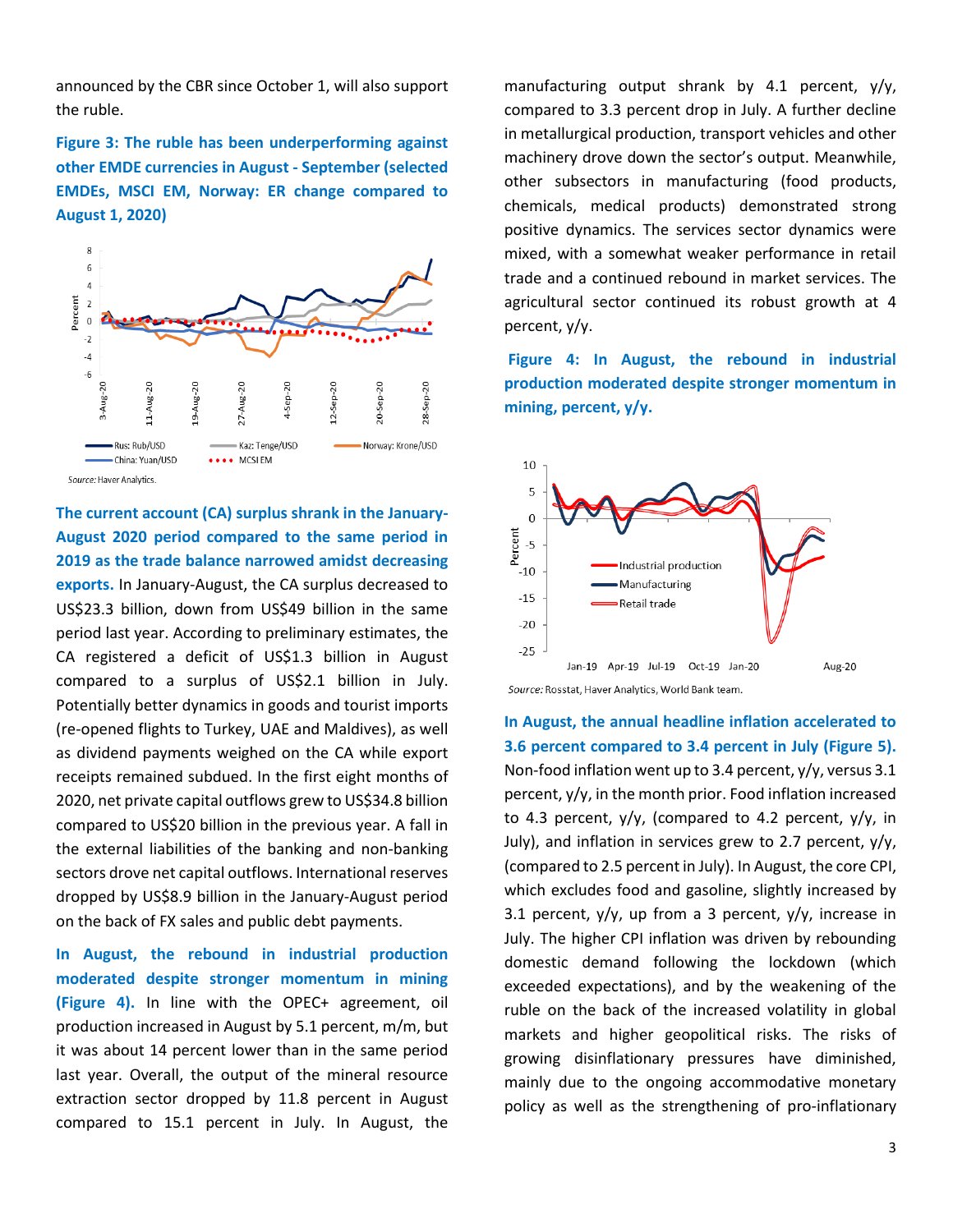announced by the CBR since October 1, will also support the ruble.

**Figure 3: The ruble has been underperforming against other EMDE currencies in August - September (selected EMDEs, MSCI EM, Norway: ER change compared to August 1, 2020)**

*Source:* Haver Analytics.

**The current account (CA) surplus shrank in the January-August 2020 period compared to the same period in 2019 as the trade balance narrowed amidst decreasing exports.** In January-August, the CA surplus decreased to US$23.3 billion, down from US$49 billion in the same period last year. According to preliminary estimates, the CA registered a deficit of US$1.3 billion in August compared to a surplus of US$2.1 billion in July. Potentially better dynamics in goods and tourist imports (re-opened flights to Turkey, UAE and Maldives), as well as dividend payments weighed on the CA while export receipts remained subdued. In the first eight months of 2020, net private capital outflows grew to US$34.8 billion compared to US$20 billion in the previous year. A fall in the external liabilities of the banking and non-banking sectors drove net capital outflows. International reserves dropped by US$8.9 billion in the January-August period on the back of FX sales and public debt payments.

**In August, the rebound in industrial production moderated despite stronger momentum in mining (Figure 4).** In line with the OPEC+ agreement, oil production increased in August by 5.1 percent, m/m, but it was about 14 percent lower than in the same period last year. Overall, the output of the mineral resource extraction sector dropped by 11.8 percent in August compared to 15.1 percent in July. In August, the manufacturing output shrank by 4.1 percent, y/y, compared to 3.3 percent drop in July. A further decline in metallurgical production, transport vehicles and other machinery drove down the sector's output. Meanwhile, other subsectors in manufacturing (food products, chemicals, medical products) demonstrated strong positive dynamics. The services sector dynamics were mixed, with a somewhat weaker performance in retail trade and a continued rebound in market services. The agricultural sector continued its robust growth at 4 percent, y/y.

**Figure 4: In August, the rebound in industrial production moderated despite stronger momentum in mining, percent, y/y.**

*Source:* Rosstat, Haver Analytics, World Bank team.

**In August, the annual headline inflation accelerated to 3.6 percent compared to 3.4 percent in July (Figure 5).** Non-food inflation went up to 3.4 percent, y/y, versus 3.1 percent, y/y, in the month prior. Food inflation increased to 4.3 percent, y/y, (compared to 4.2 percent, y/y, in July), and inflation in services grew to 2.7 percent, y/y, (compared to 2.5 percent in July). In August, the core CPI, which excludes food and gasoline, slightly increased by 3.1 percent, y/y, up from a 3 percent, y/y, increase in July. The higher CPI inflation was driven by rebounding domestic demand following the lockdown (which exceeded expectations), and by the weakening of the ruble on the back of the increased volatility in global markets and higher geopolitical risks. The risks of growing disinflationary pressures have diminished, mainly due to the ongoing accommodative monetary policy as well as the strengthening of pro-inflationary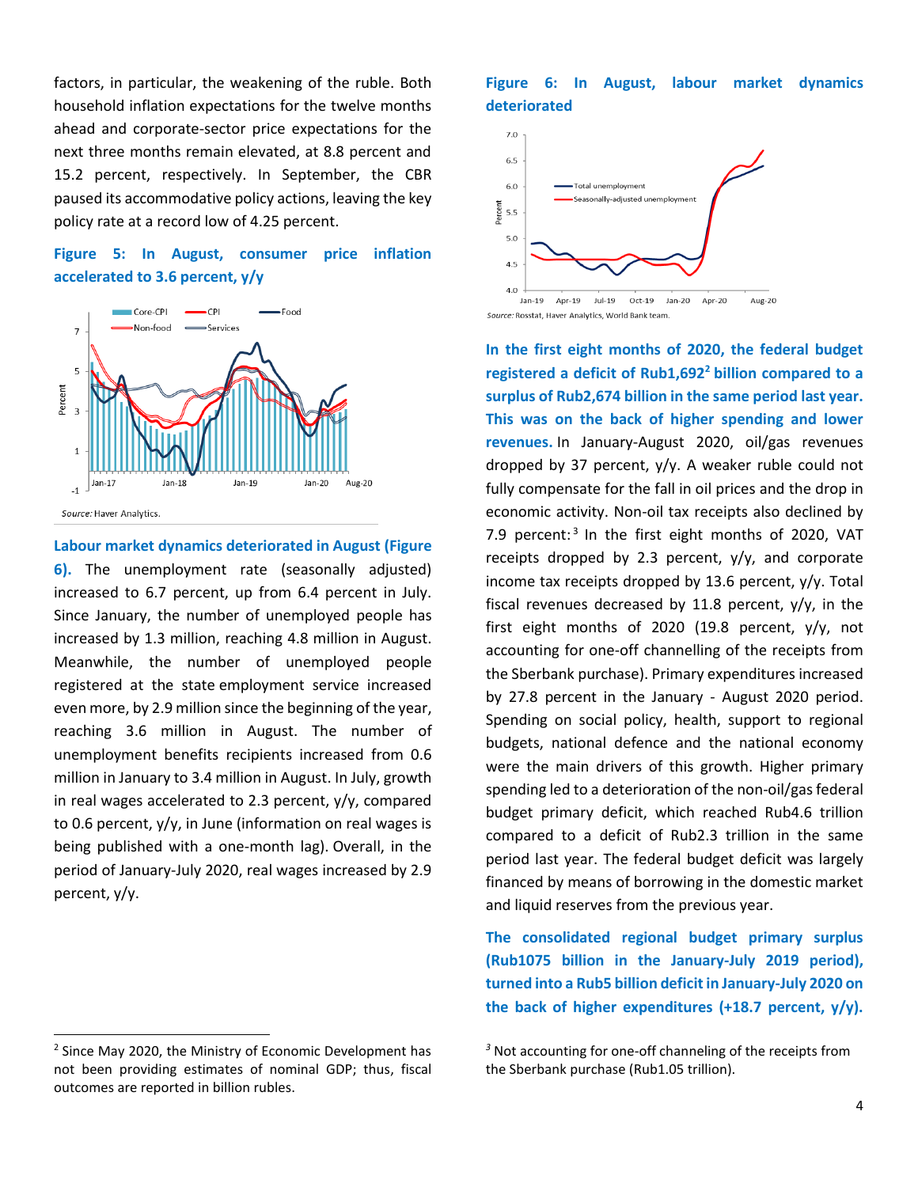factors, in particular, the weakening of the ruble. Both household inflation expectations for the twelve months ahead and corporate-sector price expectations for the next three months remain elevated, at 8.8 percent and 15.2 percent, respectively. In September, the CBR paused its accommodative policy actions, leaving the key policy rate at a record low of 4.25 percent.

**Figure 5: In August, consumer price inflation accelerated to 3.6 percent, y/y**

*Source:* Haver Analytics.

**Labour market dynamics deteriorated in August (Figure 6).** The unemployment rate (seasonally adjusted) increased to 6.7 percent, up from 6.4 percent in July. Since January, the number of unemployed people has increased by 1.3 million, reaching 4.8 million in August. Meanwhile, the number of unemployed people registered at the state employment service increased even more, by 2.9 million since the beginning of the year, reaching 3.6 million in August. The number of unemployment benefits recipients increased from 0.6 million in January to 3.4 million in August. In July, growth in real wages accelerated to 2.3 percent, y/y, compared to 0.6 percent, y/y, in June (information on real wages is being published with a one-month lag). Overall, in the period of January-July 2020, real wages increased by 2.9 percent, y/y.

**Figure 6: In August, labour market dynamics deteriorated**

*Source:* Rosstat, Haver Analytics, World Bank team.

**In the first eight months of 2020, the federal budget registered a deficit of Rub1,692[2] billion compared to a surplus of Rub2,674 billion in the same period last year. This was on the back of higher spending and lower revenues.** In January-August 2020, oil/gas revenues dropped by 37 percent, y/y. A weaker ruble could not fully compensate for the fall in oil prices and the drop in economic activity. Non-oil tax receipts also declined by 7.9 percent:[3] In the first eight months of 2020, VAT receipts dropped by 2.3 percent, y/y, and corporate income tax receipts dropped by 13.6 percent, y/y. Total fiscal revenues decreased by 11.8 percent, y/y, in the first eight months of 2020 (19.8 percent, y/y, not accounting for one-off channelling of the receipts from the Sberbank purchase). Primary expenditures increased by 27.8 percent in the January - August 2020 period. Spending on social policy, health, support to regional budgets, national defence and the national economy were the main drivers of this growth. Higher primary spending led to a deterioration of the non-oil/gas federal budget primary deficit, which reached Rub4.6 trillion compared to a deficit of Rub2.3 trillion in the same period last year. The federal budget deficit was largely financed by means of borrowing in the domestic market and liquid reserves from the previous year.

**The consolidated regional budget primary surplus (Rub1075 billion in the January-July 2019 period), turned into a Rub5 billion deficit in January-July 2020 on the back of higher expenditures (+18.7 percent, y/y).**

[2] Since May 2020, the Ministry of Economic Development has not been providing estimates of nominal GDP; thus, fiscal outcomes are reported in billion rubles.

[3] Not accounting for one-off channeling of the receipts from the Sberbank purchase (Rub1.05 trillion).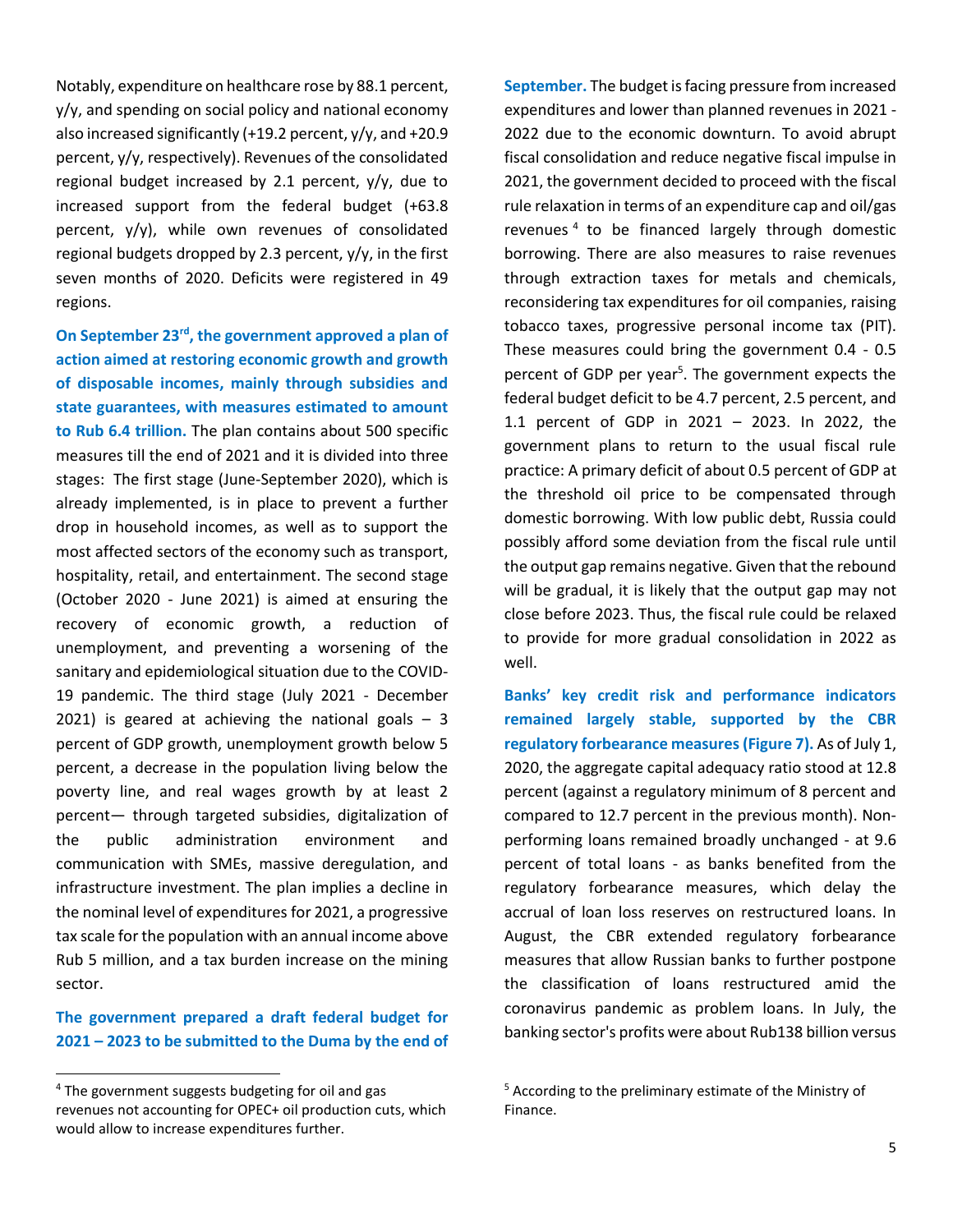Notably, expenditure on healthcare rose by 88.1 percent, y/y, and spending on social policy and national economy also increased significantly (+19.2 percent, y/y, and +20.9 percent, y/y, respectively). Revenues of the consolidated regional budget increased by 2.1 percent, y/y, due to increased support from the federal budget (+63.8 percent, y/y), while own revenues of consolidated regional budgets dropped by 2.3 percent, y/y, in the first seven months of 2020. Deficits were registered in 49 regions.

**On September 23rd, the government approved a plan of action aimed at restoring economic growth and growth of disposable incomes, mainly through subsidies and state guarantees, with measures estimated to amount to Rub 6.4 trillion.** The plan contains about 500 specific measures till the end of 2021 and it is divided into three stages: The first stage (June-September 2020), which is already implemented, is in place to prevent a further drop in household incomes, as well as to support the most affected sectors of the economy such as transport, hospitality, retail, and entertainment. The second stage (October 2020 - June 2021) is aimed at ensuring the recovery of economic growth, a reduction of unemployment, and preventing a worsening of the sanitary and epidemiological situation due to the COVID-19 pandemic. The third stage (July 2021 - December 2021) is geared at achieving the national goals – 3 percent of GDP growth, unemployment growth below 5 percent, a decrease in the population living below the poverty line, and real wages growth by at least 2 percent— through targeted subsidies, digitalization of the public administration environment and communication with SMEs, massive deregulation, and infrastructure investment. The plan implies a decline in the nominal level of expenditures for 2021, a progressive tax scale for the population with an annual income above Rub 5 million, and a tax burden increase on the mining sector.

**The government prepared a draft federal budget for 2021 – 2023 to be submitted to the Duma by the end of September.** The budget is facing pressure from increased expenditures and lower than planned revenues in 2021 - 2022 due to the economic downturn. To avoid abrupt fiscal consolidation and reduce negative fiscal impulse in 2021, the government decided to proceed with the fiscal rule relaxation in terms of an expenditure cap and oil/gas revenues [4] to be financed largely through domestic borrowing. There are also measures to raise revenues through extraction taxes for metals and chemicals, reconsidering tax expenditures for oil companies, raising tobacco taxes, progressive personal income tax (PIT). These measures could bring the government 0.4 - 0.5 percent of GDP per year[5]. The government expects the federal budget deficit to be 4.7 percent, 2.5 percent, and 1.1 percent of GDP in 2021 – 2023. In 2022, the government plans to return to the usual fiscal rule practice: A primary deficit of about 0.5 percent of GDP at the threshold oil price to be compensated through domestic borrowing. With low public debt, Russia could possibly afford some deviation from the fiscal rule until the output gap remains negative. Given that the rebound will be gradual, it is likely that the output gap may not close before 2023. Thus, the fiscal rule could be relaxed to provide for more gradual consolidation in 2022 as well.

**Banks' key credit risk and performance indicators remained largely stable, supported by the CBR regulatory forbearance measures (Figure 7).** As of July 1, 2020, the aggregate capital adequacy ratio stood at 12.8 percent (against a regulatory minimum of 8 percent and compared to 12.7 percent in the previous month). Non-performing loans remained broadly unchanged - at 9.6 percent of total loans - as banks benefited from the regulatory forbearance measures, which delay the accrual of loan loss reserves on restructured loans. In August, the CBR extended regulatory forbearance measures that allow Russian banks to further postpone the classification of loans restructured amid the coronavirus pandemic as problem loans. In July, the banking sector's profits were about Rub138 billion versus

---

[4] The government suggests budgeting for oil and gas revenues not accounting for OPEC+ oil production cuts, which would allow to increase expenditures further.

[5] According to the preliminary estimate of the Ministry of Finance.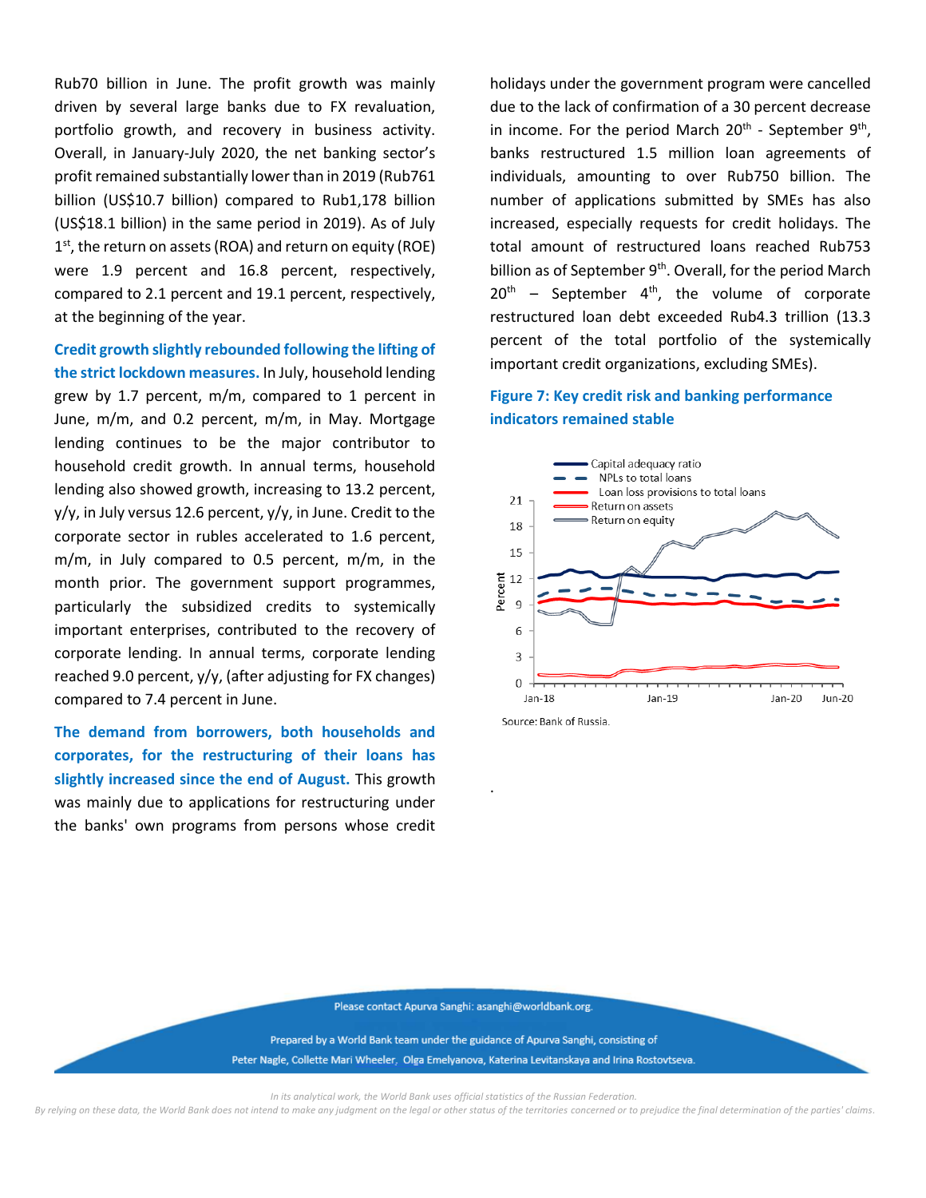Rub70 billion in June. The profit growth was mainly driven by several large banks due to FX revaluation, portfolio growth, and recovery in business activity. Overall, in January-July 2020, the net banking sector's profit remained substantially lower than in 2019 (Rub761 billion (US$10.7 billion) compared to Rub1,178 billion (US$18.1 billion) in the same period in 2019). As of July 1st, the return on assets (ROA) and return on equity (ROE) were 1.9 percent and 16.8 percent, respectively, compared to 2.1 percent and 19.1 percent, respectively, at the beginning of the year.

**Credit growth slightly rebounded following the lifting of the strict lockdown measures.** In July, household lending grew by 1.7 percent, m/m, compared to 1 percent in June, m/m, and 0.2 percent, m/m, in May. Mortgage lending continues to be the major contributor to household credit growth. In annual terms, household lending also showed growth, increasing to 13.2 percent, y/y, in July versus 12.6 percent, y/y, in June. Credit to the corporate sector in rubles accelerated to 1.6 percent, m/m, in July compared to 0.5 percent, m/m, in the month prior. The government support programmes, particularly the subsidized credits to systemically important enterprises, contributed to the recovery of corporate lending. In annual terms, corporate lending reached 9.0 percent, y/y, (after adjusting for FX changes) compared to 7.4 percent in June.

**The demand from borrowers, both households and corporates, for the restructuring of their loans has slightly increased since the end of August.** This growth was mainly due to applications for restructuring under the banks' own programs from persons whose credit holidays under the government program were cancelled due to the lack of confirmation of a 30 percent decrease in income. For the period March 20th - September 9th, banks restructured 1.5 million loan agreements of individuals, amounting to over Rub750 billion. The number of applications submitted by SMEs has also increased, especially requests for credit holidays. The total amount of restructured loans reached Rub753 billion as of September 9th. Overall, for the period March 20th – September 4th, the volume of corporate restructured loan debt exceeded Rub4.3 trillion (13.3 percent of the total portfolio of the systemically important credit organizations, excluding SMEs).

**Figure 7: Key credit risk and banking performance indicators remained stable**

Capital adequacy ratio
NPLs to total loans
Loan loss provisions to total loans
Return on assets
Return on equity

Percent

21
18
15
12
9
6
3
0

Jan-18
Jan-19
Jan-20
Jun-20

Source: Bank of Russia.

Please contact Apurva Sanghi: asanghi@worldbank.org.

Prepared by a World Bank team under the guidance of Apurva Sanghi, consisting of Peter Nagle, Collette Mari Wheeler, Olga Emelyanova, Katerina Levitanskaya and Irina Rostovtseva.

*In its analytical work, the World Bank uses official statistics of the Russian Federation.*
*By relying on these data, the World Bank does not intend to make any judgment on the legal or other status of the territories concerned or to prejudice the final determination of the parties' claims.*